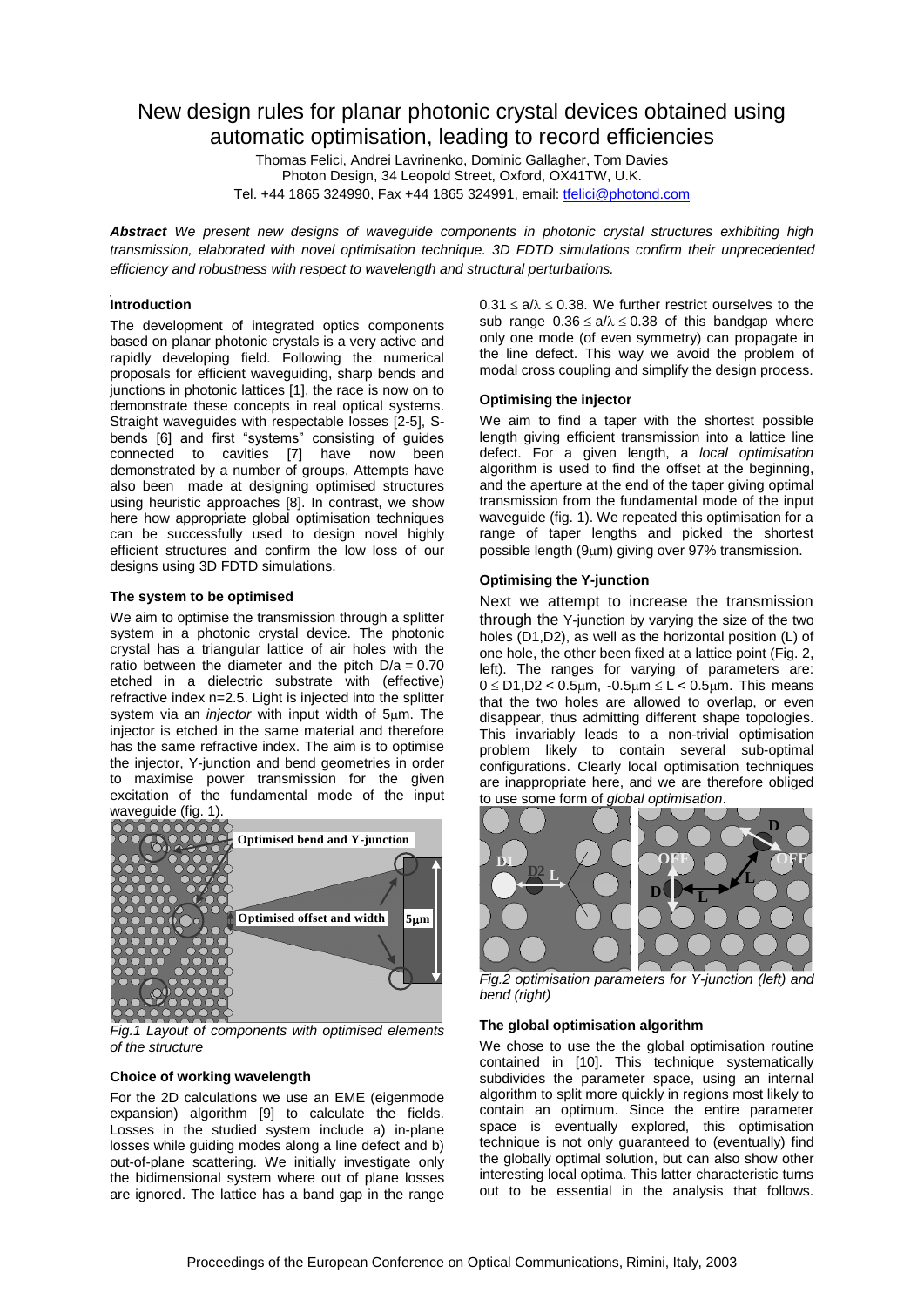# New design rules for planar photonic crystal devices obtained using automatic optimisation, leading to record efficiencies

Thomas Felici, Andrei Lavrinenko, Dominic Gallagher, Tom Davies
Photon Design, 34 Leopold Street, Oxford, OX41TW, U.K.
Tel. +44 1865 324990, Fax +44 1865 324991, email: tfelici@photond.com

***Abstract*** *We present new designs of waveguide components in photonic crystal structures exhibiting high transmission, elaborated with novel optimisation technique. 3D FDTD simulations confirm their unprecedented efficiency and robustness with respect to wavelength and structural perturbations.*

## Introduction

The development of integrated optics components based on planar photonic crystals is a very active and rapidly developing field. Following the numerical proposals for efficient waveguiding, sharp bends and junctions in photonic lattices [1], the race is now on to demonstrate these concepts in real optical systems. Straight waveguides with respectable losses [2-5], S-bends [6] and first "systems" consisting of guides connected to cavities [7] have now been demonstrated by a number of groups. Attempts have also been made at designing optimised structures using heuristic approaches [8]. In contrast, we show here how appropriate global optimisation techniques can be successfully used to design novel highly efficient structures and confirm the low loss of our designs using 3D FDTD simulations.

## The system to be optimised

We aim to optimise the transmission through a splitter system in a photonic crystal device. The photonic crystal has a triangular lattice of air holes with the ratio between the diameter and the pitch $D/a = 0.70$ etched in a dielectric substrate with (effective) refractive index n=2.5. Light is injected into the splitter system via an *injector* with input width of 5μm. The injector is etched in the same material and therefore has the same refractive index. The aim is to optimise the injector, Y-junction and bend geometries in order to maximise power transmission for the given excitation of the fundamental mode of the input waveguide (fig. 1).

*Fig.1 Layout of components with optimised elements of the structure*

## Choice of working wavelength

For the 2D calculations we use an EME (eigenmode expansion) algorithm [9] to calculate the fields. Losses in the studied system include a) in-plane losses while guiding modes along a line defect and b) out-of-plane scattering. We initially investigate only the bidimensional system where out of plane losses are ignored. The lattice has a band gap in the range $0.31 \le a/\lambda \le 0.38$. We further restrict ourselves to the sub range $0.36 \le a/\lambda \le 0.38$ of this bandgap where only one mode (of even symmetry) can propagate in the line defect. This way we avoid the problem of modal cross coupling and simplify the design process.

## Optimising the injector

We aim to find a taper with the shortest possible length giving efficient transmission into a lattice line defect. For a given length, a *local optimisation* algorithm is used to find the offset at the beginning, and the aperture at the end of the taper giving optimal transmission from the fundamental mode of the input waveguide (fig. 1). We repeated this optimisation for a range of taper lengths and picked the shortest possible length (9μm) giving over 97% transmission.

## Optimising the Y-junction

Next we attempt to increase the transmission through the Y-junction by varying the size of the two holes (D1,D2), as well as the horizontal position (L) of one hole, the other been fixed at a lattice point (Fig. 2, left). The ranges for varying of parameters are: $0 \le D1,D2 < 0.5\mu m$, $-0.5\mu m \le L < 0.5\mu m$. This means that the two holes are allowed to overlap, or even disappear, thus admitting different shape topologies. This invariably leads to a non-trivial optimisation problem likely to contain several sub-optimal configurations. Clearly local optimisation techniques are inappropriate here, and we are therefore obliged to use some form of *global optimisation*.

*Fig.2 optimisation parameters for Y-junction (left) and bend (right)*

## The global optimisation algorithm

We chose to use the the global optimisation routine contained in [10]. This technique systematically subdivides the parameter space, using an internal algorithm to split more quickly in regions most likely to contain an optimum. Since the entire parameter space is eventually explored, this optimisation technique is not only guaranteed to (eventually) find the globally optimal solution, but can also show other interesting local optima. This latter characteristic turns out to be essential in the analysis that follows.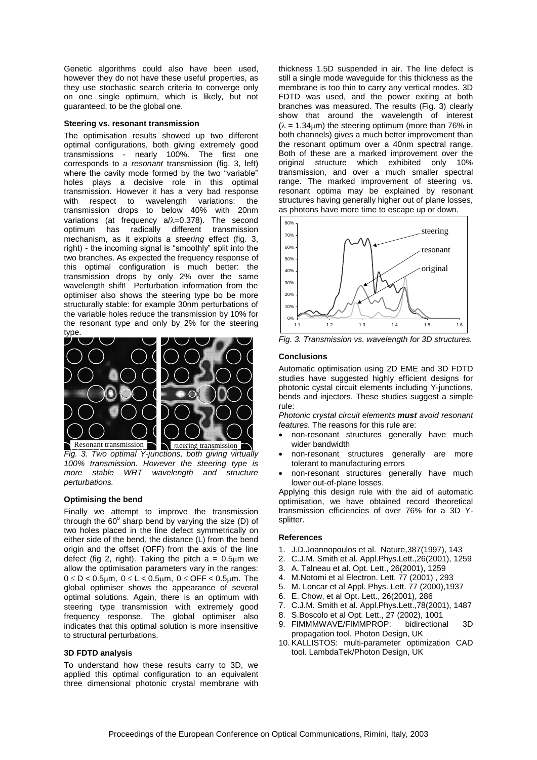Genetic algorithms could also have been used, however they do not have these useful properties, as they use stochastic search criteria to converge only on one single optimum, which is likely, but not guaranteed, to be the global one.

### Steering vs. resonant transmission

The optimisation results showed up two different optimal configurations, both giving extremely good transmissions - nearly 100%. The first one corresponds to a *resonant* transmission (fig. 3, left) where the cavity mode formed by the two "variable" holes plays a decisive role in this optimal transmission. However it has a very bad response with respect to wavelength variations: the transmission drops to below 40% with 20nm variations (at frequency $a/\lambda$=0.378). The second optimum has radically different transmission mechanism, as it exploits a *steering* effect (fig. 3, right) - the incoming signal is "smoothly" split into the two branches. As expected the frequency response of this optimal configuration is much better: the transmission drops by only 2% over the same wavelength shift! Perturbation information from the optimiser also shows the steering type bo be more structurally stable: for example 30nm perturbations of the variable holes reduce the transmission by 10% for the resonant type and only by 2% for the steering type.

*Fig. 3. Two optimal Y-junctions, both giving virtually 100% transmission. However the steering type is more stable WRT wavelength and structure perturbations.*

### Optimising the bend

Finally we attempt to improve the transmission through the 60° sharp bend by varying the size (D) of two holes placed in the line defect symmetrically on either side of the bend, the distance (L) from the bend origin and the offset (OFF) from the axis of the line defect (fig 2, right). Taking the pitch a = 0.5μm we allow the optimisation parameters vary in the ranges: $0 \le D < 0.5\mu m$, $0 \le L < 0.5\mu m$, $0 \le OFF < 0.5\mu m$. The global optimiser shows the appearance of several optimal solutions. Again, there is an optimum with steering type transmission with extremely good frequency response. The global optimiser also indicates that this optimal solution is more insensitive to structural perturbations.

### 3D FDTD analysis

To understand how these results carry to 3D, we applied this optimal configuration to an equivalent three dimensional photonic crystal membrane with thickness 1.5D suspended in air. The line defect is still a single mode waveguide for this thickness as the membrane is too thin to carry any vertical modes. 3D FDTD was used, and the power exiting at both branches was measured. The results (Fig. 3) clearly show that around the wavelength of interest ($\lambda$ = 1.34μm) the steering optimum (more than 76% in both channels) gives a much better improvement than the resonant optimum over a 40nm spectral range. Both of these are a marked improvement over the original structure which exhibited only 10% transmission, and over a much smaller spectral range. The marked improvement of steering vs. resonant optima may be explained by resonant structures having generally higher out of plane losses, as photons have more time to escape up or down.

*Fig. 3. Transmission vs. wavelength for 3D structures.*

### Conclusions

Automatic optimisation using 2D EME and 3D FDTD studies have suggested highly efficient designs for photonic cystal circuit elements including Y-junctions, bends and injectors. These studies suggest a simple rule:

*Photonic crystal circuit elements **must** avoid resonant features.* The reasons for this rule are:

- non-resonant structures generally have much wider bandwidth
- non-resonant structures generally are more tolerant to manufacturing errors
- non-resonant structures generally have much lower out-of-plane losses.

Applying this design rule with the aid of automatic optimisation, we have obtained record theoretical transmission efficiencies of over 76% for a 3D Y-splitter.

### References

1. J.D.Joannopoulos et al. Nature,387(1997), 143
2. C.J.M. Smith et al. Appl.Phys.Lett.,26(2001), 1259
3. A. Talneau et al. Opt. Lett., 26(2001), 1259
4. M.Notomi et al Electron. Lett. 77 (2001) , 293
5. M. Loncar et al Appl. Phys. Lett. 77 (2000),1937
6. E. Chow, et al Opt. Lett., 26(2001), 286
7. C.J.M. Smith et al. Appl.Phys.Lett.,78(2001), 1487
8. S.Boscolo et al Opt. Lett., 27 (2002), 1001
9. FIMMMWAVE/FIMMPROP: bidirectional 3D propagation tool. Photon Design, UK
10. KALLISTOS: multi-parameter optimization CAD tool. LambdaTek/Photon Design, UK